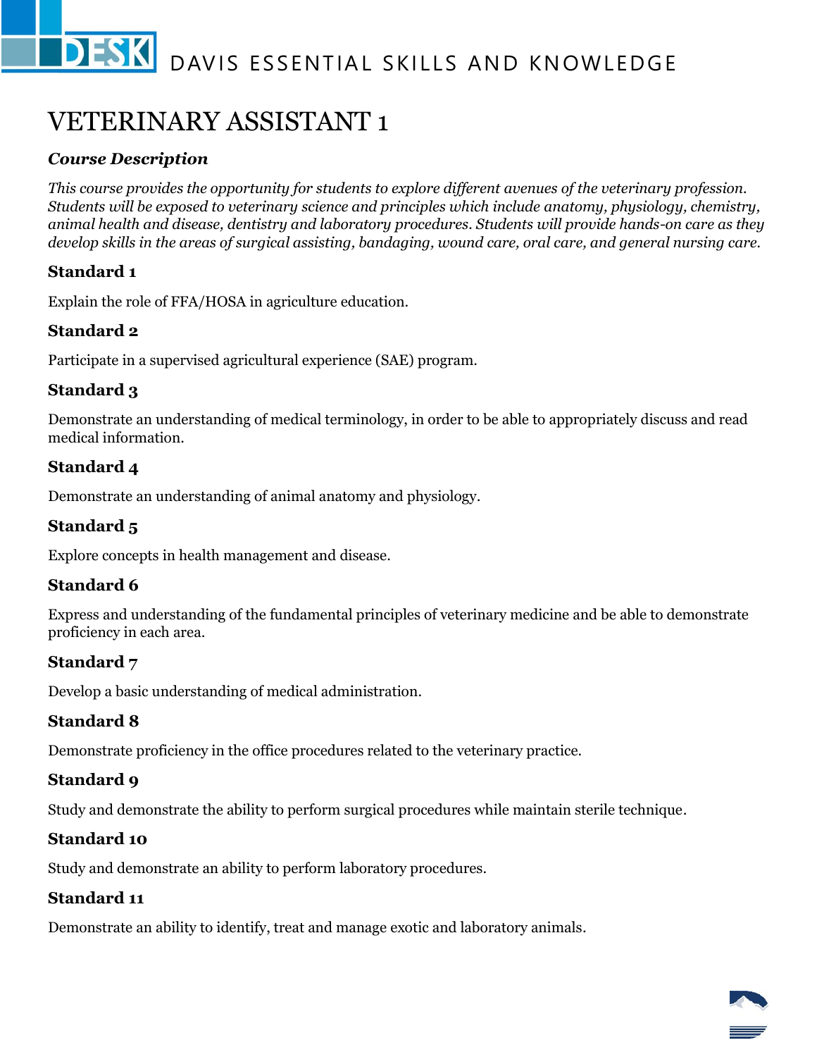# VETERINARY ASSISTANT 1

### *Course Description*

*This course provides the opportunity for students to explore different avenues of the veterinary profession. Students will be exposed to veterinary science and principles which include anatomy, physiology, chemistry, animal health and disease, dentistry and laboratory procedures. Students will provide hands-on care as they develop skills in the areas of surgical assisting, bandaging, wound care, oral care, and general nursing care.*

### Standard 1

Explain the role of FFA/HOSA in agriculture education.

### Standard 2

Participate in a supervised agricultural experience (SAE) program.

### Standard 3

Demonstrate an understanding of medical terminology, in order to be able to appropriately discuss and read medical information.

### Standard 4

Demonstrate an understanding of animal anatomy and physiology.

### Standard 5

Explore concepts in health management and disease.

### Standard 6

Express and understanding of the fundamental principles of veterinary medicine and be able to demonstrate proficiency in each area.

### Standard 7

Develop a basic understanding of medical administration.

### Standard 8

Demonstrate proficiency in the office procedures related to the veterinary practice.

### Standard 9

Study and demonstrate the ability to perform surgical procedures while maintain sterile technique.

### Standard 10

Study and demonstrate an ability to perform laboratory procedures.

### Standard 11

Demonstrate an ability to identify, treat and manage exotic and laboratory animals.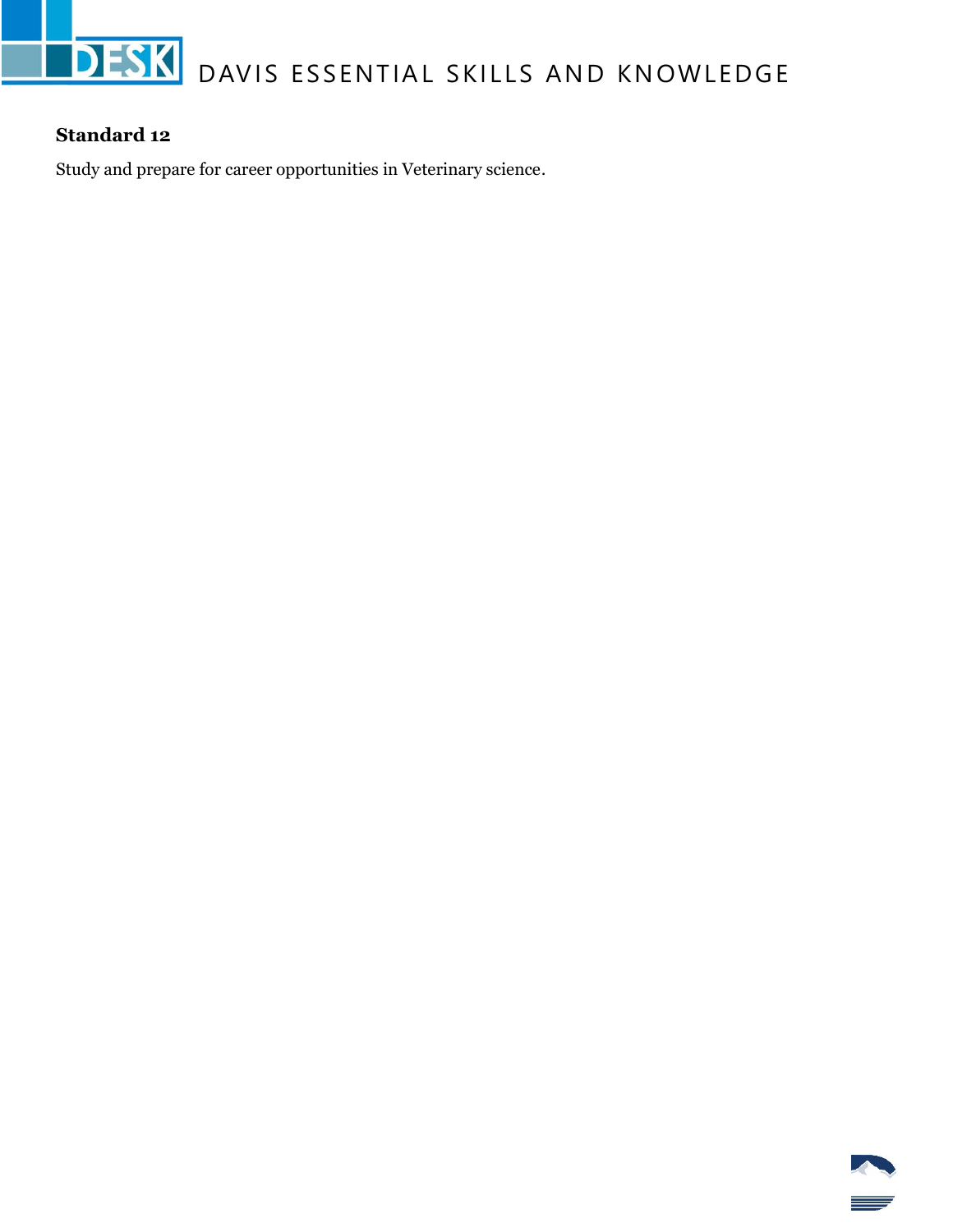**Standard 12**

Study and prepare for career opportunities in Veterinary science.